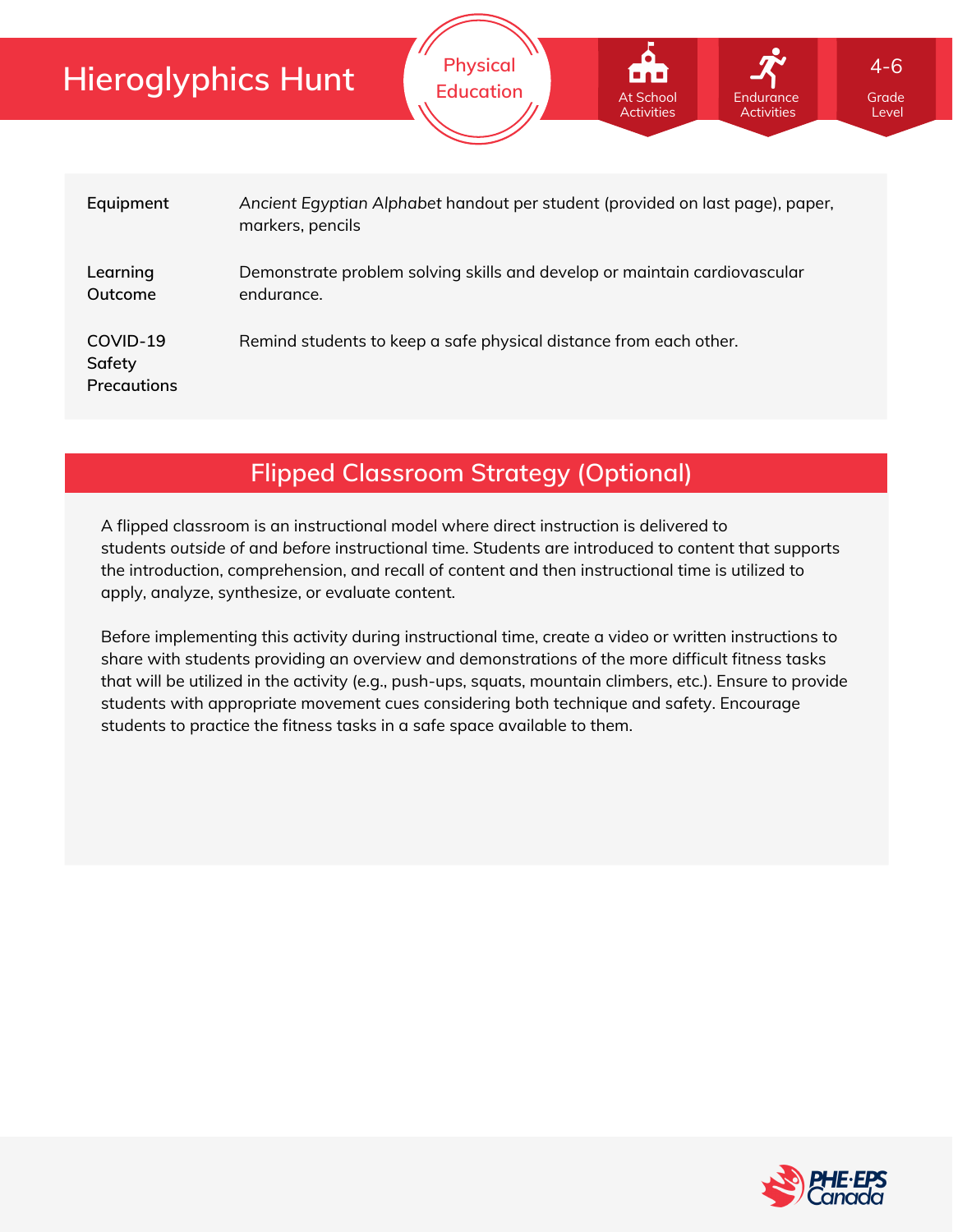# Hieroglyphics Hunt

Physical Education

At School Activities | Endurance Activities | 4-6 Grade Level

| | |
|---|---|
| **Equipment** | *Ancient Egyptian Alphabet* handout per student (provided on last page), paper, markers, pencils |
| **Learning Outcome** | Demonstrate problem solving skills and develop or maintain cardiovascular endurance. |
| **COVID-19 Safety Precautions** | Remind students to keep a safe physical distance from each other. |

## Flipped Classroom Strategy (Optional)

A flipped classroom is an instructional model where direct instruction is delivered to students *outside* of and *before* instructional time. Students are introduced to content that supports the introduction, comprehension, and recall of content and then instructional time is utilized to apply, analyze, synthesize, or evaluate content.

Before implementing this activity during instructional time, create a video or written instructions to share with students providing an overview and demonstrations of the more difficult fitness tasks that will be utilized in the activity (e.g., push-ups, squats, mountain climbers, etc.). Ensure to provide students with appropriate movement cues considering both technique and safety. Encourage students to practice the fitness tasks in a safe space available to them.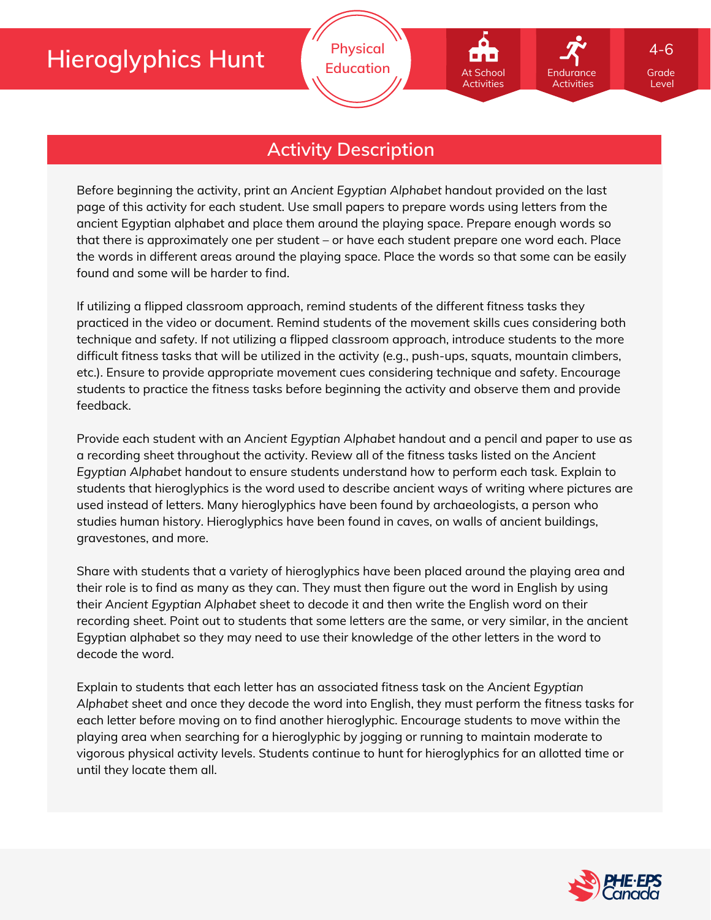# Hieroglyphics Hunt

Physical Education

At School Activities | Endurance Activities | 4-6 Grade Level

## Activity Description

Before beginning the activity, print an *Ancient Egyptian Alphabet* handout provided on the last page of this activity for each student. Use small papers to prepare words using letters from the ancient Egyptian alphabet and place them around the playing space. Prepare enough words so that there is approximately one per student – or have each student prepare one word each. Place the words in different areas around the playing space. Place the words so that some can be easily found and some will be harder to find.

If utilizing a flipped classroom approach, remind students of the different fitness tasks they practiced in the video or document. Remind students of the movement skills cues considering both technique and safety. If not utilizing a flipped classroom approach, introduce students to the more difficult fitness tasks that will be utilized in the activity (e.g., push-ups, squats, mountain climbers, etc.). Ensure to provide appropriate movement cues considering technique and safety. Encourage students to practice the fitness tasks before beginning the activity and observe them and provide feedback.

Provide each student with an *Ancient Egyptian Alphabet* handout and a pencil and paper to use as a recording sheet throughout the activity. Review all of the fitness tasks listed on the *Ancient Egyptian Alphabet* handout to ensure students understand how to perform each task. Explain to students that hieroglyphics is the word used to describe ancient ways of writing where pictures are used instead of letters. Many hieroglyphics have been found by archaeologists, a person who studies human history. Hieroglyphics have been found in caves, on walls of ancient buildings, gravestones, and more.

Share with students that a variety of hieroglyphics have been placed around the playing area and their role is to find as many as they can. They must then figure out the word in English by using their *Ancient Egyptian Alphabet* sheet to decode it and then write the English word on their recording sheet. Point out to students that some letters are the same, or very similar, in the ancient Egyptian alphabet so they may need to use their knowledge of the other letters in the word to decode the word.

Explain to students that each letter has an associated fitness task on the *Ancient Egyptian Alphabet* sheet and once they decode the word into English, they must perform the fitness tasks for each letter before moving on to find another hieroglyphic. Encourage students to move within the playing area when searching for a hieroglyphic by jogging or running to maintain moderate to vigorous physical activity levels. Students continue to hunt for hieroglyphics for an allotted time or until they locate them all.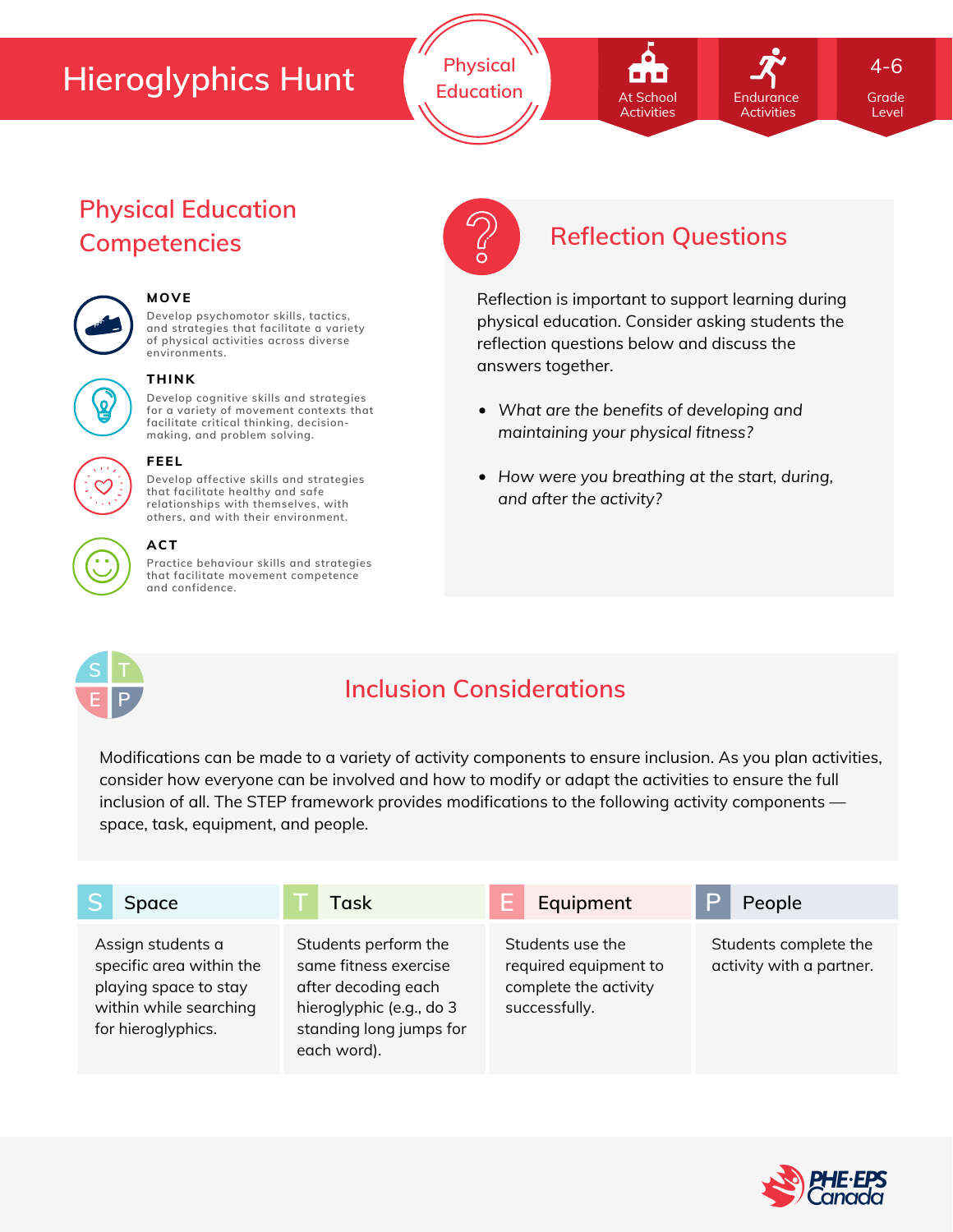# Hieroglyphics Hunt

Physical Education

At School Activities | Endurance Activities | 4-6 Grade Level

## Physical Education Competencies

**MOVE**
Develop psychomotor skills, tactics, and strategies that facilitate a variety of physical activities across diverse environments.

**THINK**
Develop cognitive skills and strategies for a variety of movement contexts that facilitate critical thinking, decision-making, and problem solving.

**FEEL**
Develop affective skills and strategies that facilitate healthy and safe relationships with themselves, with others, and with their environment.

**ACT**
Practice behaviour skills and strategies that facilitate movement competence and confidence.

## Reflection Questions

Reflection is important to support learning during physical education. Consider asking students the reflection questions below and discuss the answers together.

- *What are the benefits of developing and maintaining your physical fitness?*
- *How were you breathing at the start, during, and after the activity?*

## Inclusion Considerations

Modifications can be made to a variety of activity components to ensure inclusion. As you plan activities, consider how everyone can be involved and how to modify or adapt the activities to ensure the full inclusion of all. The STEP framework provides modifications to the following activity components — space, task, equipment, and people.

| S Space | T Task | E Equipment | P People |
| --- | --- | --- | --- |
| Assign students a specific area within the playing space to stay within while searching for hieroglyphics. | Students perform the same fitness exercise after decoding each hieroglyphic (e.g., do 3 standing long jumps for each word). | Students use the required equipment to complete the activity successfully. | Students complete the activity with a partner. |

PHE·EPS Canada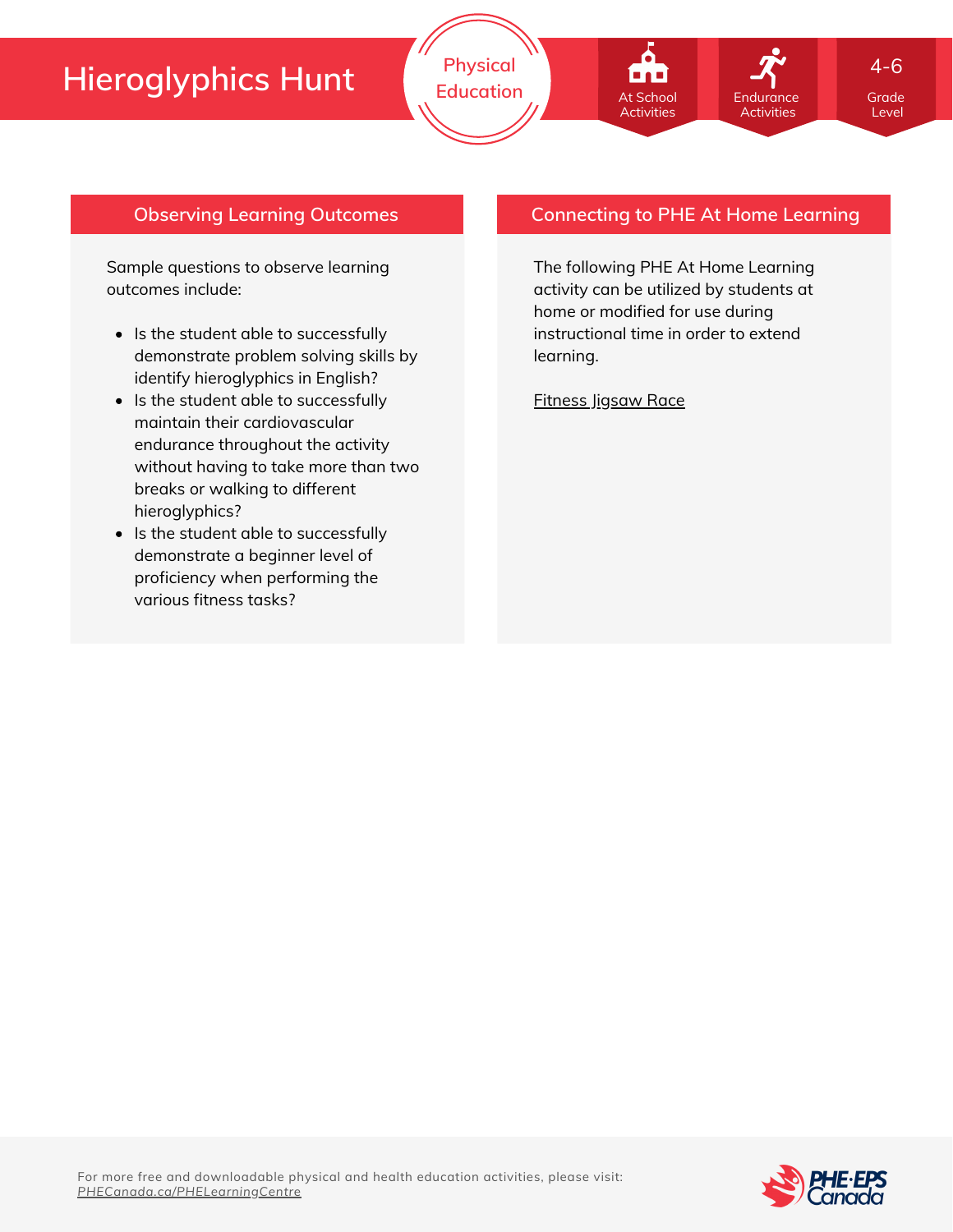# Hieroglyphics Hunt

Physical Education

At School Activities

Endurance Activities

4-6 Grade Level

## Observing Learning Outcomes

Sample questions to observe learning outcomes include:

- Is the student able to successfully demonstrate problem solving skills by identify hieroglyphics in English?
- Is the student able to successfully maintain their cardiovascular endurance throughout the activity without having to take more than two breaks or walking to different hieroglyphics?
- Is the student able to successfully demonstrate a beginner level of proficiency when performing the various fitness tasks?

## Connecting to PHE At Home Learning

The following PHE At Home Learning activity can be utilized by students at home or modified for use during instructional time in order to extend learning.

Fitness Jigsaw Race

For more free and downloadable physical and health education activities, please visit: *PHECanada.ca/PHELearningCentre*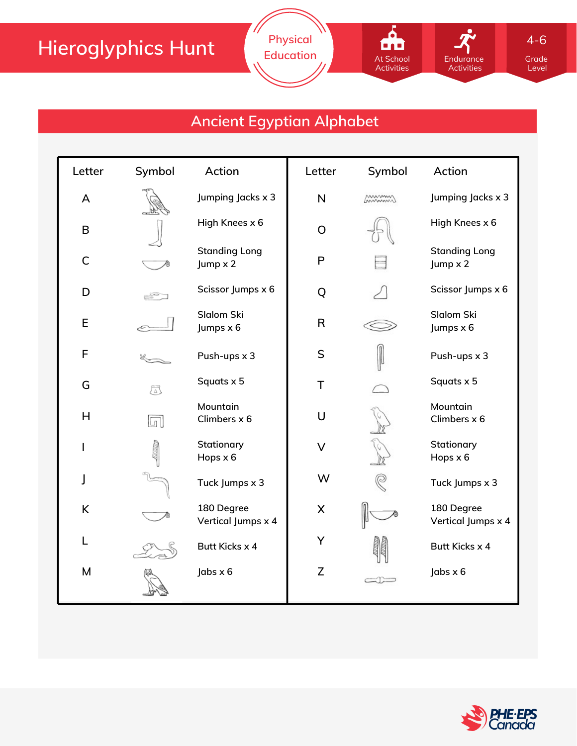# Hieroglyphics Hunt

Physical Education

At School Activities

Endurance Activities

4-6 Grade Level

## Ancient Egyptian Alphabet

| Letter | Symbol | Action | Letter | Symbol | Action |
|---|---|---|---|---|---|
| A | | Jumping Jacks x 3 | N | | Jumping Jacks x 3 |
| B | | High Knees x 6 | O | | High Knees x 6 |
| C | | Standing Long Jump x 2 | P | | Standing Long Jump x 2 |
| D | | Scissor Jumps x 6 | Q | | Scissor Jumps x 6 |
| E | | Slalom Ski Jumps x 6 | R | | Slalom Ski Jumps x 6 |
| F | | Push-ups x 3 | S | | Push-ups x 3 |
| G | | Squats x 5 | T | | Squats x 5 |
| H | | Mountain Climbers x 6 | U | | Mountain Climbers x 6 |
| I | | Stationary Hops x 6 | V | | Stationary Hops x 6 |
| J | | Tuck Jumps x 3 | W | | Tuck Jumps x 3 |
| K | | 180 Degree Vertical Jumps x 4 | X | | 180 Degree Vertical Jumps x 4 |
| L | | Butt Kicks x 4 | Y | | Butt Kicks x 4 |
| M | | Jabs x 6 | Z | | Jabs x 6 |

PHE·EPS Canada